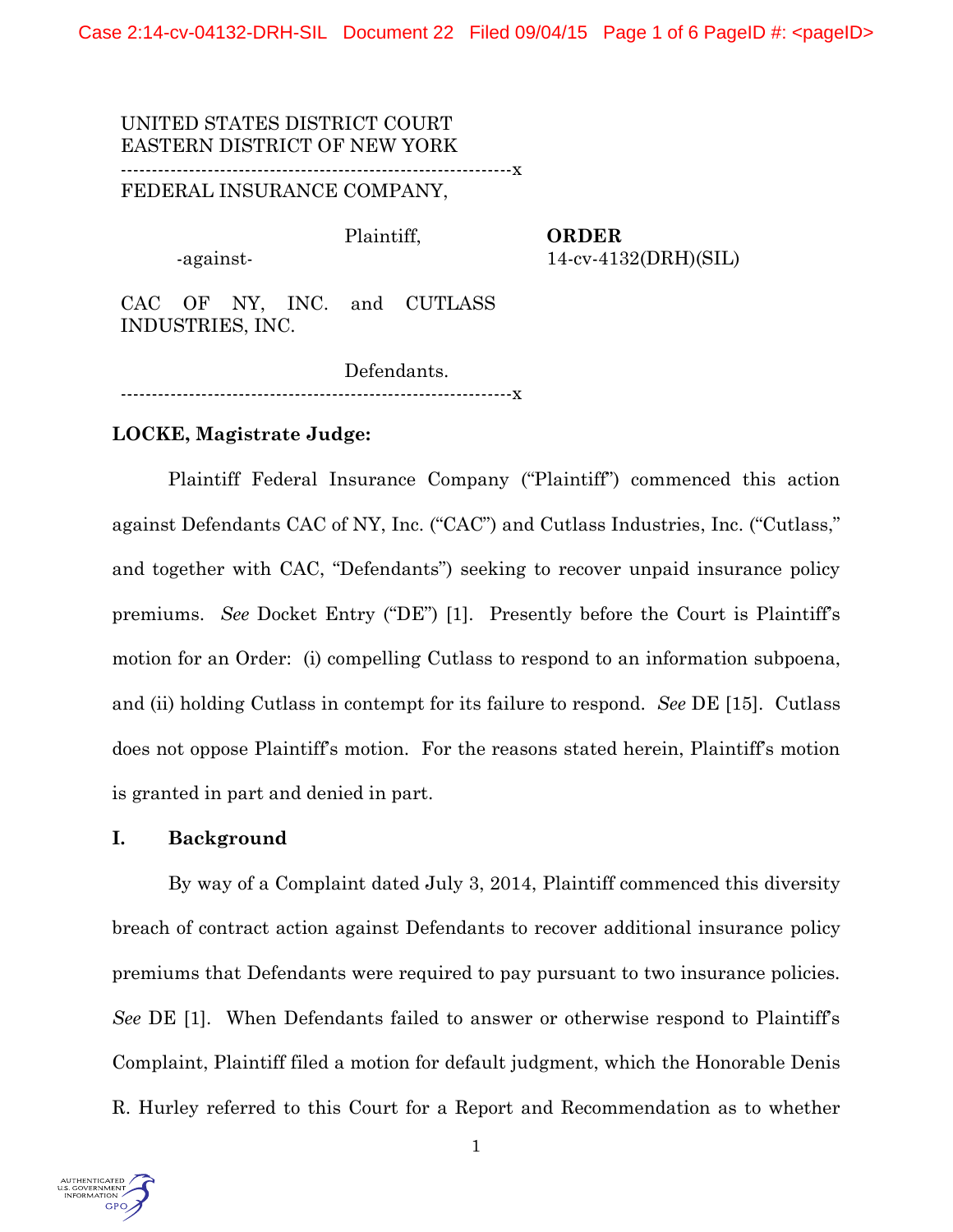UNITED STATES DISTRICT COURT
EASTERN DISTRICT OF NEW YORK

---

FEDERAL INSURANCE COMPANY,

Plaintiff,

-against-

CAC OF NY, INC. and CUTLASS INDUSTRIES, INC.

Defendants.

---

**ORDER**
14-cv-4132(DRH)(SIL)

**LOCKE, Magistrate Judge:**

Plaintiff Federal Insurance Company ("Plaintiff") commenced this action against Defendants CAC of NY, Inc. ("CAC") and Cutlass Industries, Inc. ("Cutlass," and together with CAC, "Defendants") seeking to recover unpaid insurance policy premiums. *See* Docket Entry ("DE") [1]. Presently before the Court is Plaintiff's motion for an Order: (i) compelling Cutlass to respond to an information subpoena, and (ii) holding Cutlass in contempt for its failure to respond. *See* DE [15]. Cutlass does not oppose Plaintiff's motion. For the reasons stated herein, Plaintiff's motion is granted in part and denied in part.

## I. Background

By way of a Complaint dated July 3, 2014, Plaintiff commenced this diversity breach of contract action against Defendants to recover additional insurance policy premiums that Defendants were required to pay pursuant to two insurance policies. *See* DE [1]. When Defendants failed to answer or otherwise respond to Plaintiff's Complaint, Plaintiff filed a motion for default judgment, which the Honorable Denis R. Hurley referred to this Court for a Report and Recommendation as to whether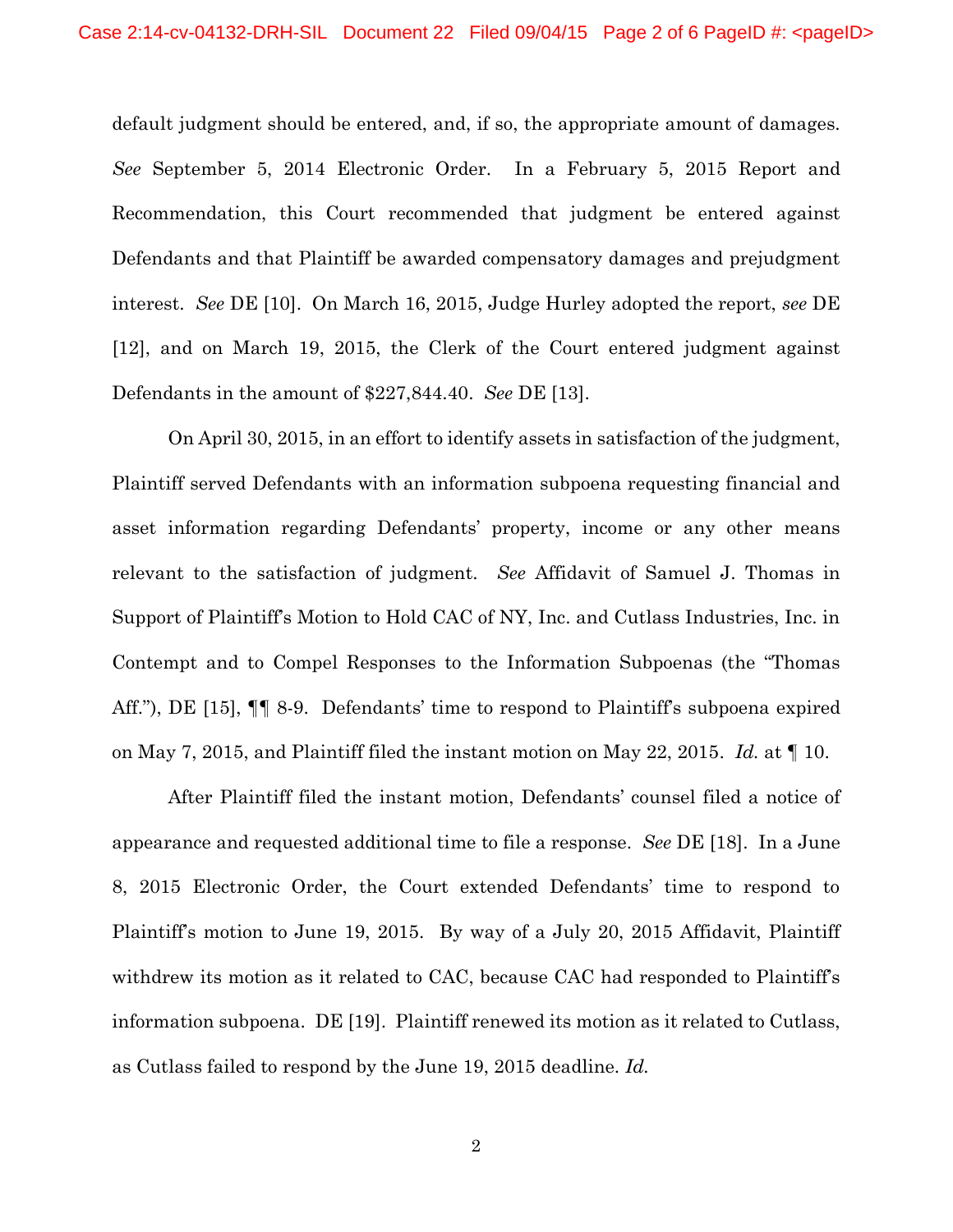default judgment should be entered, and, if so, the appropriate amount of damages. *See* September 5, 2014 Electronic Order. In a February 5, 2015 Report and Recommendation, this Court recommended that judgment be entered against Defendants and that Plaintiff be awarded compensatory damages and prejudgment interest. *See* DE [10]. On March 16, 2015, Judge Hurley adopted the report, *see* DE [12], and on March 19, 2015, the Clerk of the Court entered judgment against Defendants in the amount of $227,844.40. *See* DE [13].

On April 30, 2015, in an effort to identify assets in satisfaction of the judgment, Plaintiff served Defendants with an information subpoena requesting financial and asset information regarding Defendants' property, income or any other means relevant to the satisfaction of judgment. *See* Affidavit of Samuel J. Thomas in Support of Plaintiff's Motion to Hold CAC of NY, Inc. and Cutlass Industries, Inc. in Contempt and to Compel Responses to the Information Subpoenas (the "Thomas Aff."), DE [15], ¶¶ 8-9. Defendants' time to respond to Plaintiff's subpoena expired on May 7, 2015, and Plaintiff filed the instant motion on May 22, 2015. *Id.* at ¶ 10.

After Plaintiff filed the instant motion, Defendants' counsel filed a notice of appearance and requested additional time to file a response. *See* DE [18]. In a June 8, 2015 Electronic Order, the Court extended Defendants' time to respond to Plaintiff's motion to June 19, 2015. By way of a July 20, 2015 Affidavit, Plaintiff withdrew its motion as it related to CAC, because CAC had responded to Plaintiff's information subpoena. DE [19]. Plaintiff renewed its motion as it related to Cutlass, as Cutlass failed to respond by the June 19, 2015 deadline. *Id.*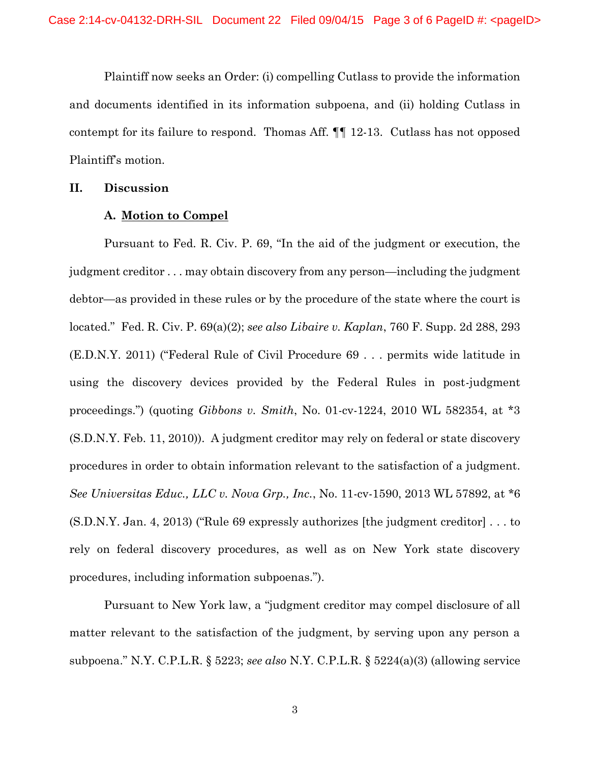Plaintiff now seeks an Order: (i) compelling Cutlass to provide the information and documents identified in its information subpoena, and (ii) holding Cutlass in contempt for its failure to respond. Thomas Aff. ¶¶ 12-13. Cutlass has not opposed Plaintiff's motion.

## II. Discussion

### A. Motion to Compel

Pursuant to Fed. R. Civ. P. 69, "In the aid of the judgment or execution, the judgment creditor . . . may obtain discovery from any person—including the judgment debtor—as provided in these rules or by the procedure of the state where the court is located." Fed. R. Civ. P. 69(a)(2); *see also Libaire v. Kaplan*, 760 F. Supp. 2d 288, 293 (E.D.N.Y. 2011) ("Federal Rule of Civil Procedure 69 . . . permits wide latitude in using the discovery devices provided by the Federal Rules in post-judgment proceedings.") (quoting *Gibbons v. Smith*, No. 01-cv-1224, 2010 WL 582354, at *3 (S.D.N.Y. Feb. 11, 2010)). A judgment creditor may rely on federal or state discovery procedures in order to obtain information relevant to the satisfaction of a judgment. *See Universitas Educ., LLC v. Nova Grp., Inc.*, No. 11-cv-1590, 2013 WL 57892, at *6 (S.D.N.Y. Jan. 4, 2013) ("Rule 69 expressly authorizes [the judgment creditor] . . . to rely on federal discovery procedures, as well as on New York state discovery procedures, including information subpoenas.").

Pursuant to New York law, a "judgment creditor may compel disclosure of all matter relevant to the satisfaction of the judgment, by serving upon any person a subpoena." N.Y. C.P.L.R. § 5223; *see also* N.Y. C.P.L.R. § 5224(a)(3) (allowing service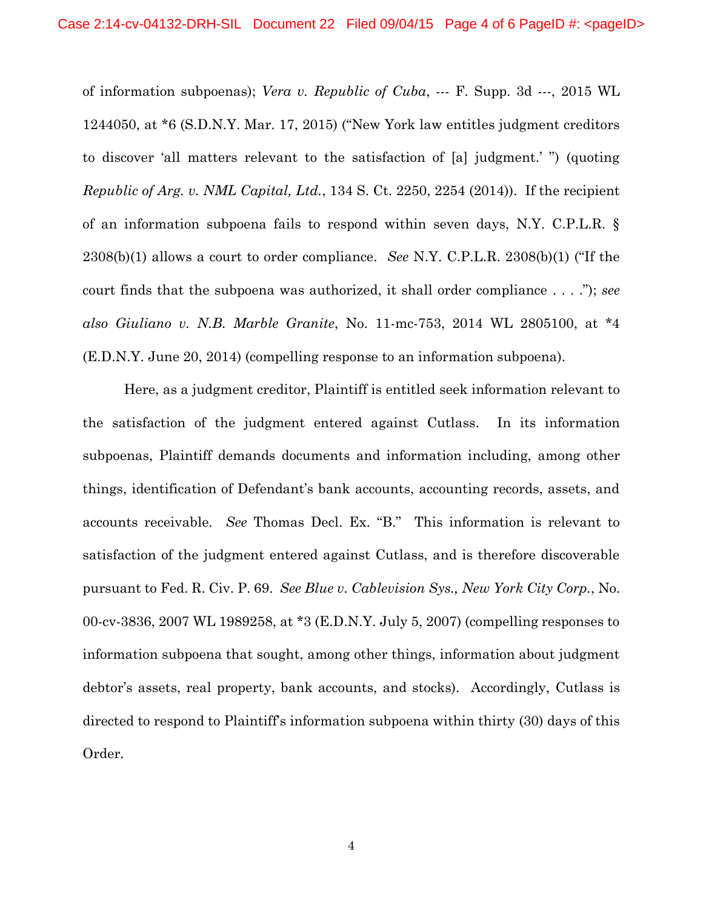of information subpoenas); *Vera v. Republic of Cuba*, --- F. Supp. 3d ---, 2015 WL 1244050, at *6 (S.D.N.Y. Mar. 17, 2015) ("New York law entitles judgment creditors to discover 'all matters relevant to the satisfaction of [a] judgment.' ") (quoting *Republic of Arg. v. NML Capital, Ltd.*, 134 S. Ct. 2250, 2254 (2014)). If the recipient of an information subpoena fails to respond within seven days, N.Y. C.P.L.R. § 2308(b)(1) allows a court to order compliance. *See* N.Y. C.P.L.R. 2308(b)(1) ("If the court finds that the subpoena was authorized, it shall order compliance . . . ."); *see also Giuliano v. N.B. Marble Granite*, No. 11-mc-753, 2014 WL 2805100, at *4 (E.D.N.Y. June 20, 2014) (compelling response to an information subpoena).

Here, as a judgment creditor, Plaintiff is entitled seek information relevant to the satisfaction of the judgment entered against Cutlass. In its information subpoenas, Plaintiff demands documents and information including, among other things, identification of Defendant's bank accounts, accounting records, assets, and accounts receivable. *See* Thomas Decl. Ex. "B." This information is relevant to satisfaction of the judgment entered against Cutlass, and is therefore discoverable pursuant to Fed. R. Civ. P. 69. *See Blue v. Cablevision Sys., New York City Corp.*, No. 00-cv-3836, 2007 WL 1989258, at *3 (E.D.N.Y. July 5, 2007) (compelling responses to information subpoena that sought, among other things, information about judgment debtor's assets, real property, bank accounts, and stocks). Accordingly, Cutlass is directed to respond to Plaintiff's information subpoena within thirty (30) days of this Order.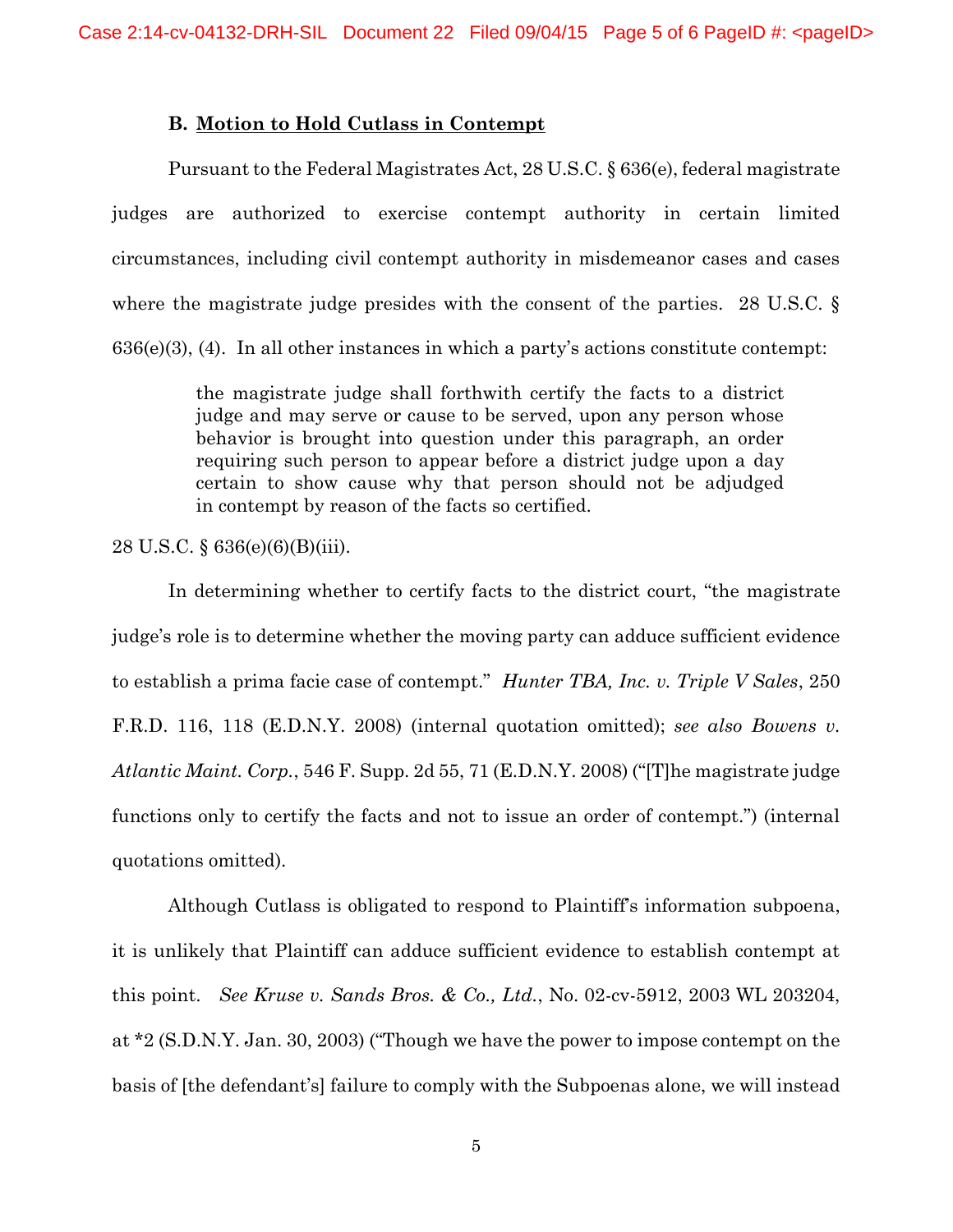### B. Motion to Hold Cutlass in Contempt

Pursuant to the Federal Magistrates Act, 28 U.S.C. § 636(e), federal magistrate judges are authorized to exercise contempt authority in certain limited circumstances, including civil contempt authority in misdemeanor cases and cases where the magistrate judge presides with the consent of the parties. 28 U.S.C. § 636(e)(3), (4). In all other instances in which a party's actions constitute contempt:

> the magistrate judge shall forthwith certify the facts to a district judge and may serve or cause to be served, upon any person whose behavior is brought into question under this paragraph, an order requiring such person to appear before a district judge upon a day certain to show cause why that person should not be adjudged in contempt by reason of the facts so certified.

28 U.S.C. § 636(e)(6)(B)(iii).

In determining whether to certify facts to the district court, "the magistrate judge's role is to determine whether the moving party can adduce sufficient evidence to establish a prima facie case of contempt." *Hunter TBA, Inc. v. Triple V Sales*, 250 F.R.D. 116, 118 (E.D.N.Y. 2008) (internal quotation omitted); *see also Bowens v. Atlantic Maint. Corp.*, 546 F. Supp. 2d 55, 71 (E.D.N.Y. 2008) ("[T]he magistrate judge functions only to certify the facts and not to issue an order of contempt.") (internal quotations omitted).

Although Cutlass is obligated to respond to Plaintiff's information subpoena, it is unlikely that Plaintiff can adduce sufficient evidence to establish contempt at this point. *See Kruse v. Sands Bros. & Co., Ltd.*, No. 02-cv-5912, 2003 WL 203204, at *2 (S.D.N.Y. Jan. 30, 2003) ("Though we have the power to impose contempt on the basis of [the defendant's] failure to comply with the Subpoenas alone, we will instead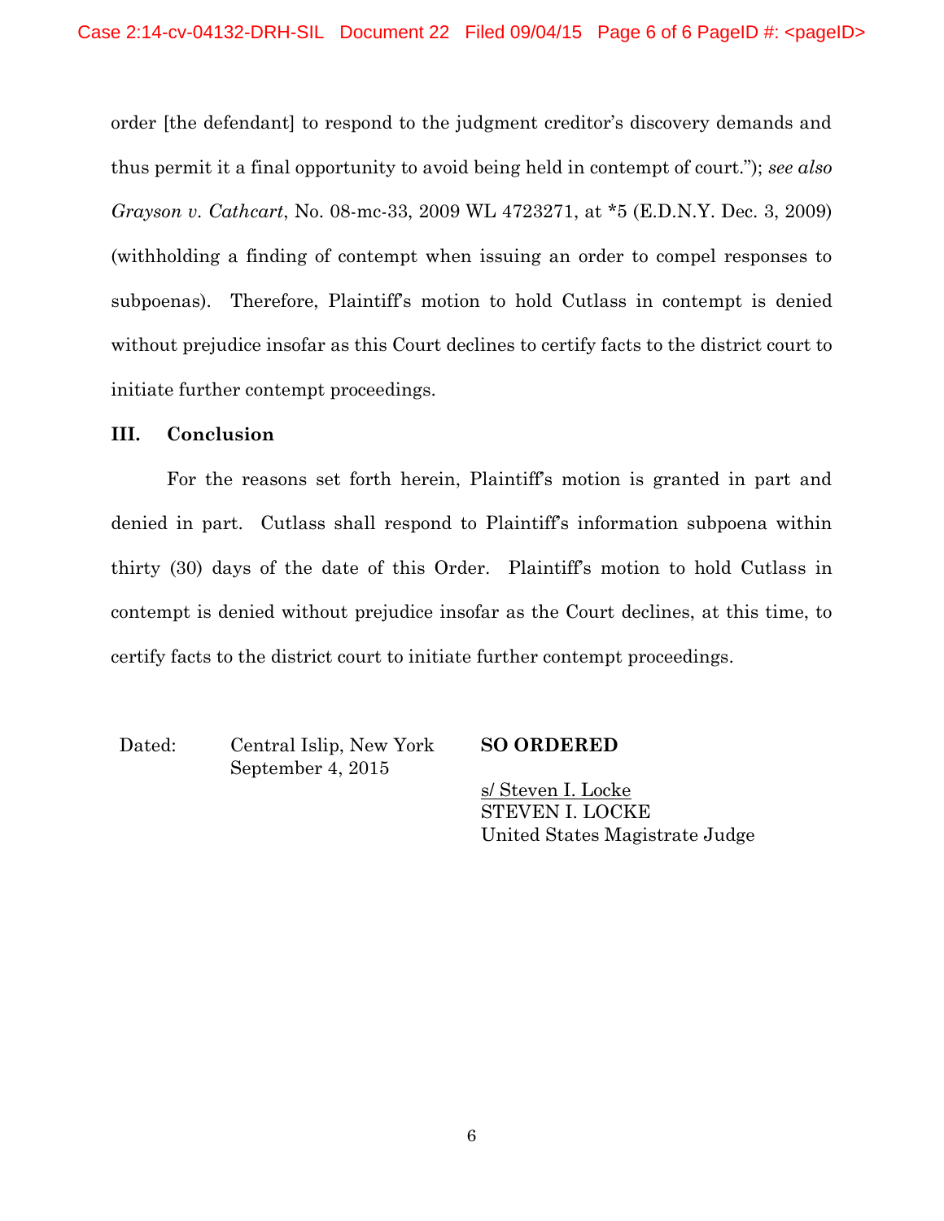order [the defendant] to respond to the judgment creditor's discovery demands and thus permit it a final opportunity to avoid being held in contempt of court."); *see also Grayson v. Cathcart*, No. 08-mc-33, 2009 WL 4723271, at *5 (E.D.N.Y. Dec. 3, 2009) (withholding a finding of contempt when issuing an order to compel responses to subpoenas). Therefore, Plaintiff's motion to hold Cutlass in contempt is denied without prejudice insofar as this Court declines to certify facts to the district court to initiate further contempt proceedings.

## III. Conclusion

For the reasons set forth herein, Plaintiff's motion is granted in part and denied in part. Cutlass shall respond to Plaintiff's information subpoena within thirty (30) days of the date of this Order. Plaintiff's motion to hold Cutlass in contempt is denied without prejudice insofar as the Court declines, at this time, to certify facts to the district court to initiate further contempt proceedings.

Dated: Central Islip, New York
September 4, 2015

**SO ORDERED**

s/ Steven I. Locke
STEVEN I. LOCKE
United States Magistrate Judge